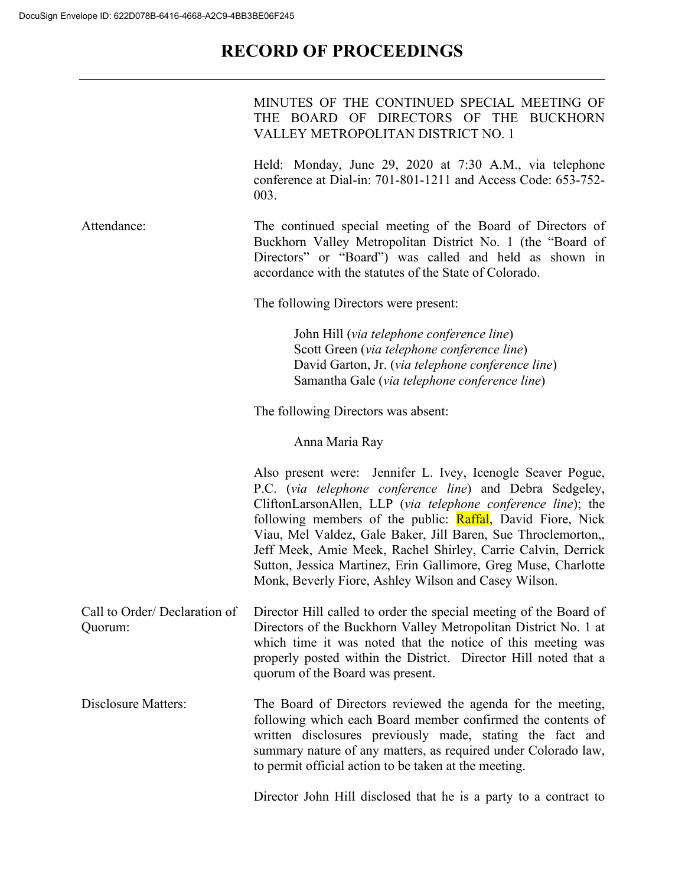# RECORD OF PROCEEDINGS

MINUTES OF THE CONTINUED SPECIAL MEETING OF THE BOARD OF DIRECTORS OF THE BUCKHORN VALLEY METROPOLITAN DISTRICT NO. 1

Held: Monday, June 29, 2020 at 7:30 A.M., via telephone conference at Dial-in: 701-801-1211 and Access Code: 653-752-003.

Attendance:

The continued special meeting of the Board of Directors of Buckhorn Valley Metropolitan District No. 1 (the "Board of Directors" or "Board") was called and held as shown in accordance with the statutes of the State of Colorado.

The following Directors were present:

John Hill (*via telephone conference line*)
Scott Green (*via telephone conference line*)
David Garton, Jr. (*via telephone conference line*)
Samantha Gale (*via telephone conference line*)

The following Directors was absent:

Anna Maria Ray

Also present were: Jennifer L. Ivey, Icenogle Seaver Pogue, P.C. (*via telephone conference line*) and Debra Sedgeley, CliftonLarsonAllen, LLP (*via telephone conference line*); the following members of the public: Raffal, David Fiore, Nick Viau, Mel Valdez, Gale Baker, Jill Baren, Sue Throclemorton,, Jeff Meek, Amie Meek, Rachel Shirley, Carrie Calvin, Derrick Sutton, Jessica Martinez, Erin Gallimore, Greg Muse, Charlotte Monk, Beverly Fiore, Ashley Wilson and Casey Wilson.

Call to Order/ Declaration of Quorum:

Director Hill called to order the special meeting of the Board of Directors of the Buckhorn Valley Metropolitan District No. 1 at which time it was noted that the notice of this meeting was properly posted within the District. Director Hill noted that a quorum of the Board was present.

Disclosure Matters:

The Board of Directors reviewed the agenda for the meeting, following which each Board member confirmed the contents of written disclosures previously made, stating the fact and summary nature of any matters, as required under Colorado law, to permit official action to be taken at the meeting.

Director John Hill disclosed that he is a party to a contract to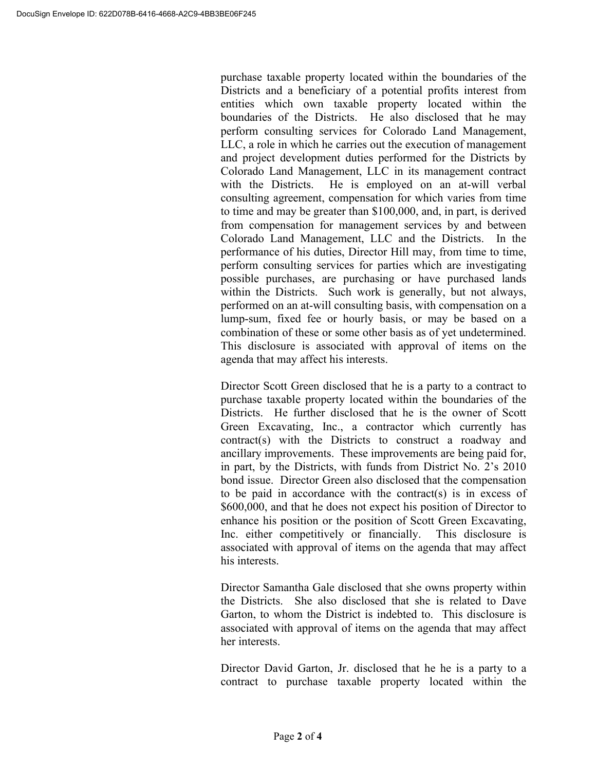purchase taxable property located within the boundaries of the Districts and a beneficiary of a potential profits interest from entities which own taxable property located within the boundaries of the Districts. He also disclosed that he may perform consulting services for Colorado Land Management, LLC, a role in which he carries out the execution of management and project development duties performed for the Districts by Colorado Land Management, LLC in its management contract with the Districts. He is employed on an at-will verbal consulting agreement, compensation for which varies from time to time and may be greater than $100,000, and, in part, is derived from compensation for management services by and between Colorado Land Management, LLC and the Districts. In the performance of his duties, Director Hill may, from time to time, perform consulting services for parties which are investigating possible purchases, are purchasing or have purchased lands within the Districts. Such work is generally, but not always, performed on an at-will consulting basis, with compensation on a lump-sum, fixed fee or hourly basis, or may be based on a combination of these or some other basis as of yet undetermined. This disclosure is associated with approval of items on the agenda that may affect his interests.

Director Scott Green disclosed that he is a party to a contract to purchase taxable property located within the boundaries of the Districts. He further disclosed that he is the owner of Scott Green Excavating, Inc., a contractor which currently has contract(s) with the Districts to construct a roadway and ancillary improvements. These improvements are being paid for, in part, by the Districts, with funds from District No. 2's 2010 bond issue. Director Green also disclosed that the compensation to be paid in accordance with the contract(s) is in excess of $600,000, and that he does not expect his position of Director to enhance his position or the position of Scott Green Excavating, Inc. either competitively or financially. This disclosure is associated with approval of items on the agenda that may affect his interests.

Director Samantha Gale disclosed that she owns property within the Districts. She also disclosed that she is related to Dave Garton, to whom the District is indebted to. This disclosure is associated with approval of items on the agenda that may affect her interests.

Director David Garton, Jr. disclosed that he he is a party to a contract to purchase taxable property located within the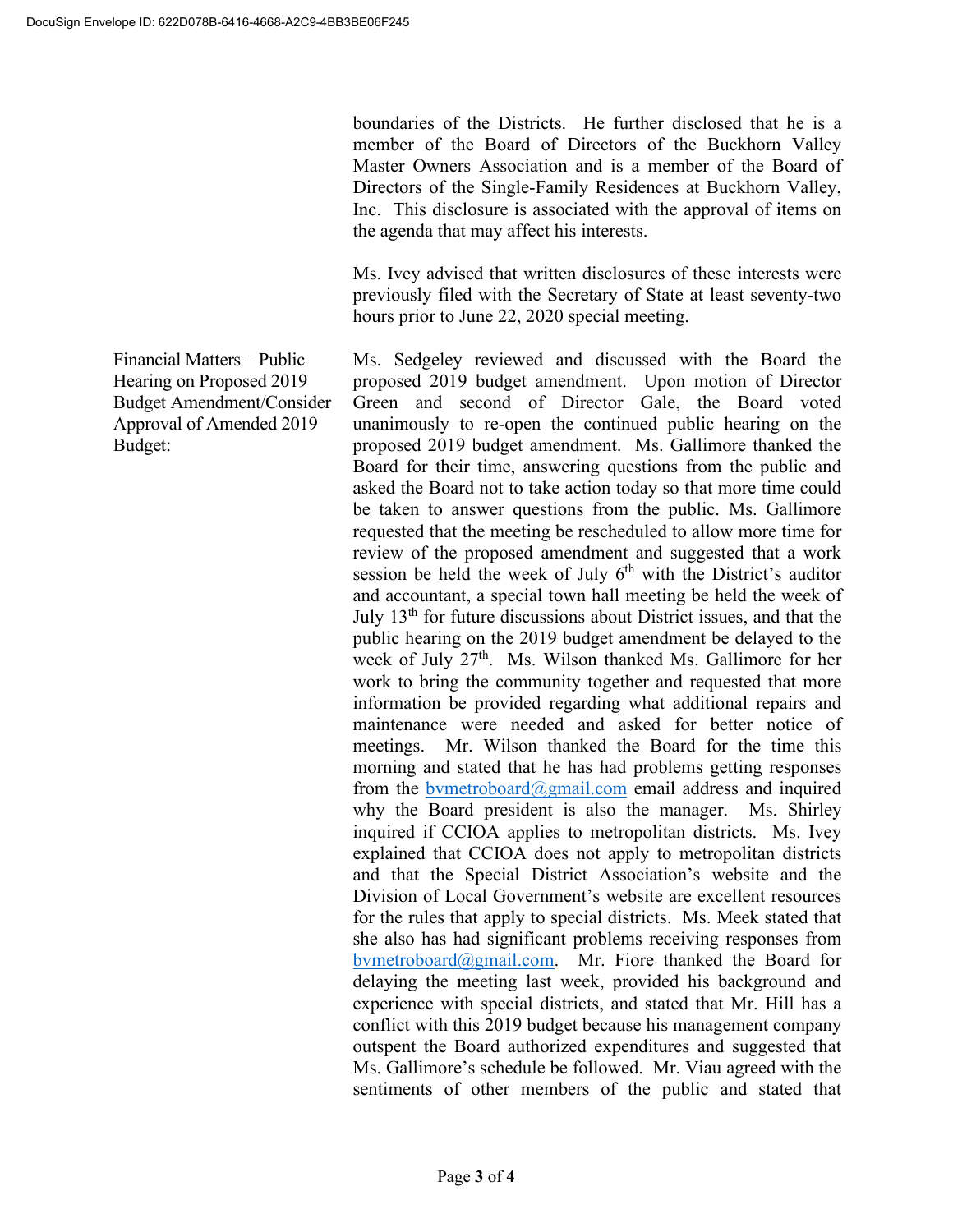boundaries of the Districts. He further disclosed that he is a member of the Board of Directors of the Buckhorn Valley Master Owners Association and is a member of the Board of Directors of the Single-Family Residences at Buckhorn Valley, Inc. This disclosure is associated with the approval of items on the agenda that may affect his interests.

Ms. Ivey advised that written disclosures of these interests were previously filed with the Secretary of State at least seventy-two hours prior to June 22, 2020 special meeting.

**Financial Matters – Public Hearing on Proposed 2019 Budget Amendment/Consider Approval of Amended 2019 Budget:**

Ms. Sedgeley reviewed and discussed with the Board the proposed 2019 budget amendment. Upon motion of Director Green and second of Director Gale, the Board voted unanimously to re-open the continued public hearing on the proposed 2019 budget amendment. Ms. Gallimore thanked the Board for their time, answering questions from the public and asked the Board not to take action today so that more time could be taken to answer questions from the public. Ms. Gallimore requested that the meeting be rescheduled to allow more time for review of the proposed amendment and suggested that a work session be held the week of July 6th with the District's auditor and accountant, a special town hall meeting be held the week of July 13th for future discussions about District issues, and that the public hearing on the 2019 budget amendment be delayed to the week of July 27th. Ms. Wilson thanked Ms. Gallimore for her work to bring the community together and requested that more information be provided regarding what additional repairs and maintenance were needed and asked for better notice of meetings. Mr. Wilson thanked the Board for the time this morning and stated that he has had problems getting responses from the bvmetroboard@gmail.com email address and inquired why the Board president is also the manager. Ms. Shirley inquired if CCIOA applies to metropolitan districts. Ms. Ivey explained that CCIOA does not apply to metropolitan districts and that the Special District Association's website and the Division of Local Government's website are excellent resources for the rules that apply to special districts. Ms. Meek stated that she also has had significant problems receiving responses from bvmetroboard@gmail.com. Mr. Fiore thanked the Board for delaying the meeting last week, provided his background and experience with special districts, and stated that Mr. Hill has a conflict with this 2019 budget because his management company outspent the Board authorized expenditures and suggested that Ms. Gallimore's schedule be followed. Mr. Viau agreed with the sentiments of other members of the public and stated that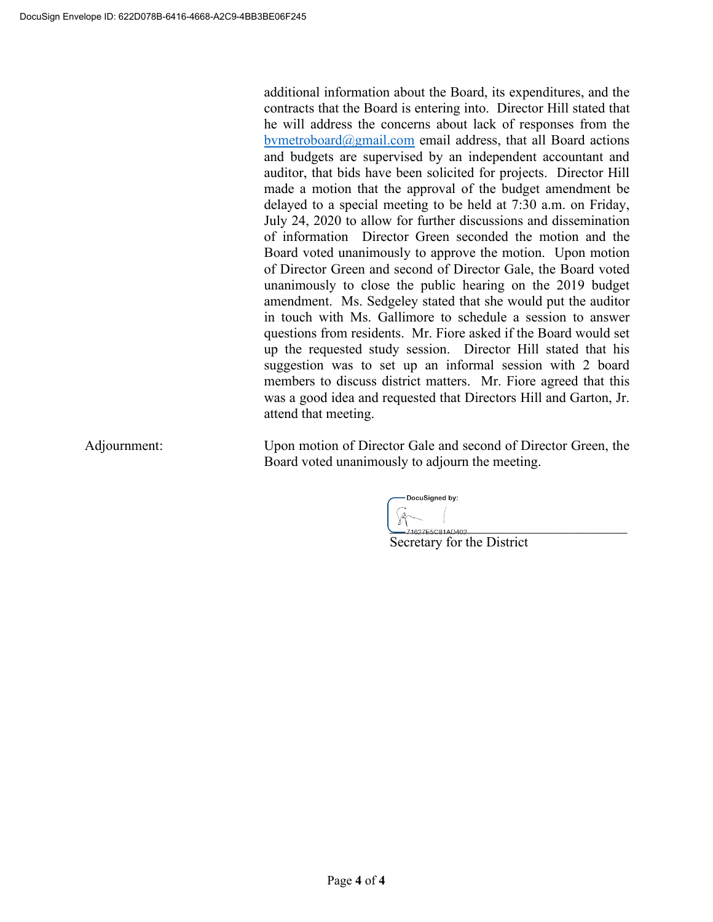additional information about the Board, its expenditures, and the contracts that the Board is entering into. Director Hill stated that he will address the concerns about lack of responses from the bvmetroboard@gmail.com email address, that all Board actions and budgets are supervised by an independent accountant and auditor, that bids have been solicited for projects. Director Hill made a motion that the approval of the budget amendment be delayed to a special meeting to be held at 7:30 a.m. on Friday, July 24, 2020 to allow for further discussions and dissemination of information Director Green seconded the motion and the Board voted unanimously to approve the motion. Upon motion of Director Green and second of Director Gale, the Board voted unanimously to close the public hearing on the 2019 budget amendment. Ms. Sedgeley stated that she would put the auditor in touch with Ms. Gallimore to schedule a session to answer questions from residents. Mr. Fiore asked if the Board would set up the requested study session. Director Hill stated that his suggestion was to set up an informal session with 2 board members to discuss district matters. Mr. Fiore agreed that this was a good idea and requested that Directors Hill and Garton, Jr. attend that meeting.

Adjournment: Upon motion of Director Gale and second of Director Green, the Board voted unanimously to adjourn the meeting.

DocuSigned by:

71627E5C81AD402

Secretary for the District